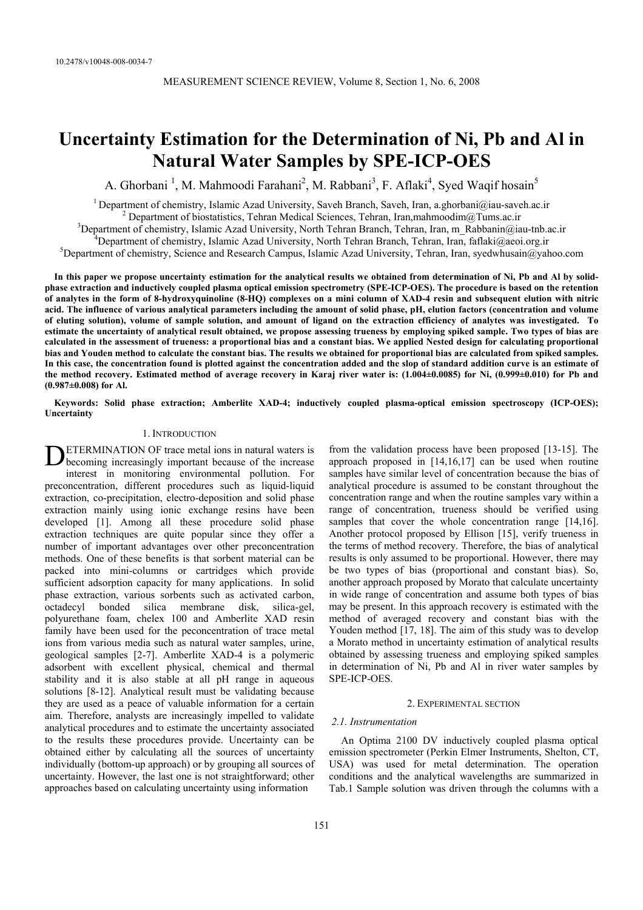10.2478/v10048-008-0034-7

# Uncertainty Estimation for the Determination of Ni, Pb and Al in Natural Water Samples by SPE-ICP-OES

A. Ghorbani [1], M. Mahmoodi Farahani[2], M. Rabbani[3], F. Aflaki[4], Syed Waqif hosain[5]

[1] Department of chemistry, Islamic Azad University, Saveh Branch, Saveh, Iran, a.ghorbani@iau-saveh.ac.ir
[2] Department of biostatistics, Tehran Medical Sciences, Tehran, Iran,mahmoodim@Tums.ac.ir
[3] Department of chemistry, Islamic Azad University, North Tehran Branch, Tehran, Iran, m_Rabbanin@iau-tnb.ac.ir
[4] Department of chemistry, Islamic Azad University, North Tehran Branch, Tehran, Iran, faflaki@aeoi.org.ir
[5] Department of chemistry, Science and Research Campus, Islamic Azad University, Tehran, Iran, syedwhusain@yahoo.com

**In this paper we propose uncertainty estimation for the analytical results we obtained from determination of Ni, Pb and Al by solid-phase extraction and inductively coupled plasma optical emission spectrometry (SPE-ICP-OES). The procedure is based on the retention of analytes in the form of 8-hydroxyquinoline (8-HQ) complexes on a mini column of XAD-4 resin and subsequent elution with nitric acid. The influence of various analytical parameters including the amount of solid phase, pH, elution factors (concentration and volume of eluting solution), volume of sample solution, and amount of ligand on the extraction efficiency of analytes was investigated. To estimate the uncertainty of analytical result obtained, we propose assessing trueness by employing spiked sample. Two types of bias are calculated in the assessment of trueness: a proportional bias and a constant bias. We applied Nested design for calculating proportional bias and Youden method to calculate the constant bias. The results we obtained for proportional bias are calculated from spiked samples. In this case, the concentration found is plotted against the concentration added and the slope of standard addition curve is an estimate of the method recovery. Estimated method of average recovery in Karaj river water is: (1.004±0.0085) for Ni, (0.999±0.010) for Pb and (0.987±0.008) for Al.**

**Keywords: Solid phase extraction; Amberlite XAD-4; inductively coupled plasma-optical emission spectroscopy (ICP-OES); Uncertainty**

## 1. Introduction

DETERMINATION OF trace metal ions in natural waters is becoming increasingly important because of the increase interest in monitoring environmental pollution. For preconcentration, different procedures such as liquid-liquid extraction, co-precipitation, electro-deposition and solid phase extraction mainly using ionic exchange resins have been developed [1]. Among all these procedure solid phase extraction techniques are quite popular since they offer a number of important advantages over other preconcentration methods. One of these benefits is that sorbent material can be packed into mini-columns or cartridges which provide sufficient adsorption capacity for many applications. In solid phase extraction, various sorbents such as activated carbon, octadecyl bonded silica membrane disk, silica-gel, polyurethane foam, chelex 100 and Amberlite XAD resin family have been used for the peconcentration of trace metal ions from various media such as natural water samples, urine, geological samples [2-7]. Amberlite XAD-4 is a polymeric adsorbent with excellent physical, chemical and thermal stability and it is also stable at all pH range in aqueous solutions [8-12]. Analytical result must be validating because they are used as a peace of valuable information for a certain aim. Therefore, analysts are increasingly impelled to validate analytical procedures and to estimate the uncertainty associated to the results these procedures provide. Uncertainty can be obtained either by calculating all the sources of uncertainty individually (bottom-up approach) or by grouping all sources of uncertainty. However, the last one is not straightforward; other approaches based on calculating uncertainty using information from the validation process have been proposed [13-15]. The approach proposed in [14,16,17] can be used when routine samples have similar level of concentration because the bias of analytical procedure is assumed to be constant throughout the concentration range and when the routine samples vary within a range of concentration, trueness should be verified using samples that cover the whole concentration range [14,16]. Another protocol proposed by Ellison [15], verify trueness in the terms of method recovery. Therefore, the bias of analytical results is only assumed to be proportional. However, there may be two types of bias (proportional and constant bias). So, another approach proposed by Morato that calculate uncertainty in wide range of concentration and assume both types of bias may be present. In this approach recovery is estimated with the method of averaged recovery and constant bias with the Youden method [17, 18]. The aim of this study was to develop a Morato method in uncertainty estimation of analytical results obtained by assessing trueness and employing spiked samples in determination of Ni, Pb and Al in river water samples by SPE-ICP-OES.

## 2. Experimental section

### 2.1. Instrumentation

An Optima 2100 DV inductively coupled plasma optical emission spectrometer (Perkin Elmer Instruments, Shelton, CT, USA) was used for metal determination. The operation conditions and the analytical wavelengths are summarized in Tab.1 Sample solution was driven through the columns with a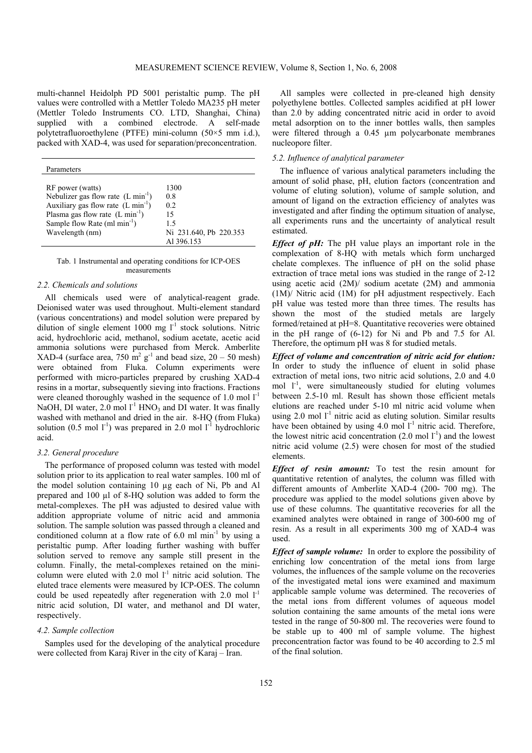multi-channel Heidolph PD 5001 peristaltic pump. The pH values were controlled with a Mettler Toledo MA235 pH meter (Mettler Toledo Instruments CO. LTD, Shanghai, China) supplied with a combined electrode. A self-made polytetrafluoroethylene (PTFE) mini-column (50×5 mm i.d.), packed with XAD-4, was used for separation/preconcentration.

| Parameters | |
|---|---|
| RF power (watts) | 1300 |
| Nebulizer gas flow rate ($L\ min^{-1}$) | 0.8 |
| Auxiliary gas flow rate ($L\ min^{-1}$) | 0.2 |
| Plasma gas flow rate ($L\ min^{-1}$) | 15 |
| Sample flow Rate ($ml\ min^{-1}$) | 1.5 |
| Wavelength (nm) | Ni 231.640, Pb 220.353 Al 396.153 |

Tab. 1 Instrumental and operating conditions for ICP-OES measurements

### 2.2. Chemicals and solutions

All chemicals used were of analytical-reagent grade. Deionised water was used throughout. Multi-element standard (various concentrations) and model solution were prepared by dilution of single element 1000 mg $l^{-1}$ stock solutions. Nitric acid, hydrochloric acid, methanol, sodium acetate, acetic acid ammonia solutions were purchased from Merck. Amberlite XAD-4 (surface area, 750 $m^2\ g^{-1}$ and bead size, 20 – 50 mesh) were obtained from Fluka. Column experiments were performed with micro-particles prepared by crushing XAD-4 resins in a mortar, subsequently sieving into fractions. Fractions were cleaned thoroughly washed in the sequence of 1.0 mol $l^{-1}$ NaOH, DI water, 2.0 mol $l^{-1}$ $HNO_3$ and DI water. It was finally washed with methanol and dried in the air. 8-HQ (from Fluka) solution (0.5 mol $l^{-1}$) was prepared in 2.0 mol $l^{-1}$ hydrochloric acid.

### 3.2. General procedure

The performance of proposed column was tested with model solution prior to its application to real water samples. 100 ml of the model solution containing 10 µg each of Ni, Pb and Al prepared and 100 µl of 8-HQ solution was added to form the metal-complexes. The pH was adjusted to desired value with addition appropriate volume of nitric acid and ammonia solution. The sample solution was passed through a cleaned and conditioned column at a flow rate of 6.0 ml $min^{-1}$ by using a peristaltic pump. After loading further washing with buffer solution served to remove any sample still present in the column. Finally, the metal-complexes retained on the mini-column were eluted with 2.0 mol $l^{-1}$ nitric acid solution. The eluted trace elements were measured by ICP-OES. The column could be used repeatedly after regeneration with 2.0 mol $l^{-1}$ nitric acid solution, DI water, and methanol and DI water, respectively.

### 4.2. Sample collection

Samples used for the developing of the analytical procedure were collected from Karaj River in the city of Karaj – Iran.

All samples were collected in pre-cleaned high density polyethylene bottles. Collected samples acidified at pH lower than 2.0 by adding concentrated nitric acid in order to avoid metal adsorption on to the inner bottles walls, then samples were filtered through a 0.45 µm polycarbonate membranes nucleopore filter.

### 5.2. Influence of analytical parameter

The influence of various analytical parameters including the amount of solid phase, pH, elution factors (concentration and volume of eluting solution), volume of sample solution, and amount of ligand on the extraction efficiency of analytes was investigated and after finding the optimum situation of analyse, all experiments runs and the uncertainty of analytical result estimated.

***Effect of pH:*** The pH value plays an important role in the complexation of 8-HQ with metals which form uncharged chelate complexes. The influence of pH on the solid phase extraction of trace metal ions was studied in the range of 2-12 using acetic acid (2M)/ sodium acetate (2M) and ammonia (1M)/ Nitric acid (1M) for pH adjustment respectively. Each pH value was tested more than three times. The results has shown the most of the studied metals are largely formed/retained at pH=8. Quantitative recoveries were obtained in the pH range of (6-12) for Ni and Pb and 7.5 for Al. Therefore, the optimum pH was 8 for studied metals.

***Effect of volume and concentration of nitric acid for elution:*** In order to study the influence of eluent in solid phase extraction of metal ions, two nitric acid solutions, 2.0 and 4.0 mol $l^{-1}$, were simultaneously studied for eluting volumes between 2.5-10 ml. Result has shown those efficient metals elutions are reached under 5-10 ml nitric acid volume when using 2.0 mol $l^{-1}$ nitric acid as eluting solution. Similar results have been obtained by using 4.0 mol $l^{-1}$ nitric acid. Therefore, the lowest nitric acid concentration (2.0 mol $l^{-1}$) and the lowest nitric acid volume (2.5) were chosen for most of the studied elements.

***Effect of resin amount:*** To test the resin amount for quantitative retention of analytes, the column was filled with different amounts of Amberlite XAD-4 (200- 700 mg). The procedure was applied to the model solutions given above by use of these columns. The quantitative recoveries for all the examined analytes were obtained in range of 300-600 mg of resin. As a result in all experiments 300 mg of XAD-4 was used.

***Effect of sample volume:*** In order to explore the possibility of enriching low concentration of the metal ions from large volumes, the influences of the sample volume on the recoveries of the investigated metal ions were examined and maximum applicable sample volume was determined. The recoveries of the metal ions from different volumes of aqueous model solution containing the same amounts of the metal ions were tested in the range of 50-800 ml. The recoveries were found to be stable up to 400 ml of sample volume. The highest preconcentration factor was found to be 40 according to 2.5 ml of the final solution.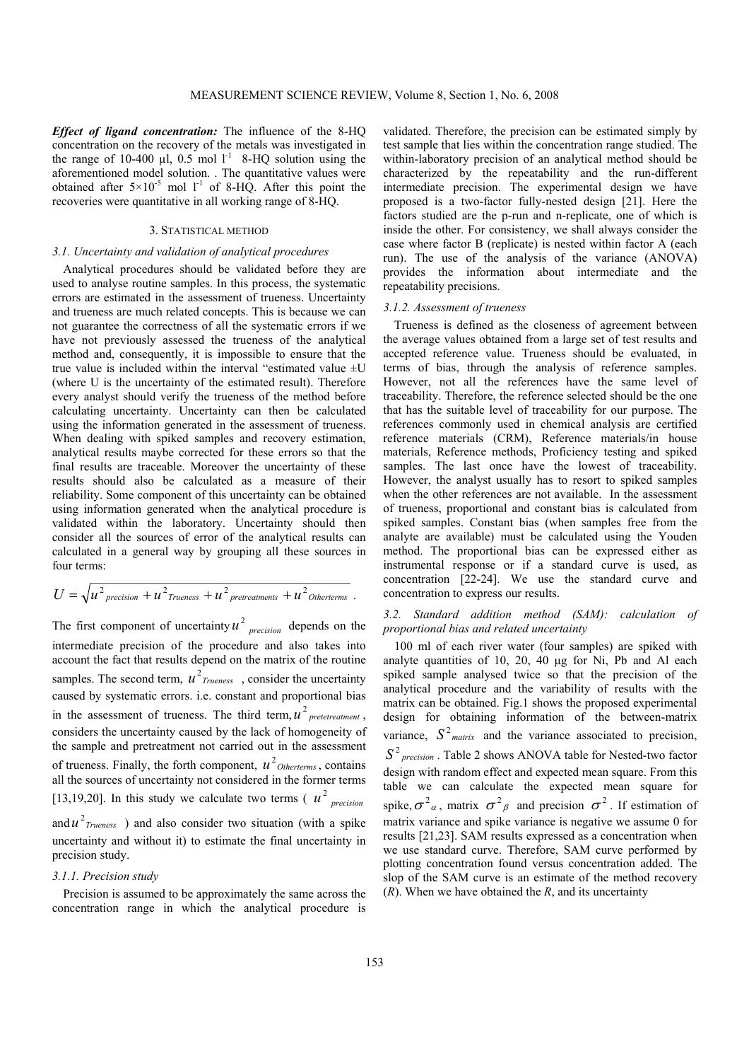***Effect of ligand concentration:*** The influence of the 8-HQ concentration on the recovery of the metals was investigated in the range of 10-400 μl, 0.5 mol $l^{-1}$ 8-HQ solution using the aforementioned model solution. . The quantitative values were obtained after $5\times10^{-5}$ mol $l^{-1}$ of 8-HQ. After this point the recoveries were quantitative in all working range of 8-HQ.

## 3. Statistical method

### *3.1. Uncertainty and validation of analytical procedures*

Analytical procedures should be validated before they are used to analyse routine samples. In this process, the systematic errors are estimated in the assessment of trueness. Uncertainty and trueness are much related concepts. This is because we can not guarantee the correctness of all the systematic errors if we have not previously assessed the trueness of the analytical method and, consequently, it is impossible to ensure that the true value is included within the interval "estimated value ±U (where U is the uncertainty of the estimated result). Therefore every analyst should verify the trueness of the method before calculating uncertainty. Uncertainty can then be calculated using the information generated in the assessment of trueness. When dealing with spiked samples and recovery estimation, analytical results maybe corrected for these errors so that the final results are traceable. Moreover the uncertainty of these results should also be calculated as a measure of their reliability. Some component of this uncertainty can be obtained using information generated when the analytical procedure is validated within the laboratory. Uncertainty should then consider all the sources of error of the analytical results can calculated in a general way by grouping all these sources in four terms:

$$U = \sqrt{u^2_{precision} + u^2_{Trueness} + u^2_{pretreatments} + u^2_{Otherterms}}\ .$$

The first component of uncertainty $u^2_{precision}$ depends on the intermediate precision of the procedure and also takes into account the fact that results depend on the matrix of the routine samples. The second term, $u^2_{Trueness}$ , consider the uncertainty caused by systematic errors. i.e. constant and proportional bias in the assessment of trueness. The third term, $u^2_{pretetreatment}$ , considers the uncertainty caused by the lack of homogeneity of the sample and pretreatment not carried out in the assessment of trueness. Finally, the forth component, $u^2_{Otherterms}$ , contains all the sources of uncertainty not considered in the former terms [13,19,20]. In this study we calculate two terms ( $u^2_{precision}$ and $u^2_{Trueness}$ ) and also consider two situation (with a spike uncertainty and without it) to estimate the final uncertainty in precision study.

#### *3.1.1. Precision study*

Precision is assumed to be approximately the same across the concentration range in which the analytical procedure is validated. Therefore, the precision can be estimated simply by test sample that lies within the concentration range studied. The within-laboratory precision of an analytical method should be characterized by the repeatability and the run-different intermediate precision. The experimental design we have proposed is a two-factor fully-nested design [21]. Here the factors studied are the p-run and n-replicate, one of which is inside the other. For consistency, we shall always consider the case where factor B (replicate) is nested within factor A (each run). The use of the analysis of the variance (ANOVA) provides the information about intermediate and the repeatability precisions.

#### *3.1.2. Assessment of trueness*

Trueness is defined as the closeness of agreement between the average values obtained from a large set of test results and accepted reference value. Trueness should be evaluated, in terms of bias, through the analysis of reference samples. However, not all the references have the same level of traceability. Therefore, the reference selected should be the one that has the suitable level of traceability for our purpose. The references commonly used in chemical analysis are certified reference materials (CRM), Reference materials/in house materials, Reference methods, Proficiency testing and spiked samples. The last once have the lowest of traceability. However, the analyst usually has to resort to spiked samples when the other references are not available. In the assessment of trueness, proportional and constant bias is calculated from spiked samples. Constant bias (when samples free from the analyte are available) must be calculated using the Youden method. The proportional bias can be expressed either as instrumental response or if a standard curve is used, as concentration [22-24]. We use the standard curve and concentration to express our results.

### *3.2. Standard addition method (SAM): calculation of proportional bias and related uncertainty*

100 ml of each river water (four samples) are spiked with analyte quantities of 10, 20, 40 μg for Ni, Pb and Al each spiked sample analysed twice so that the precision of the analytical procedure and the variability of results with the matrix can be obtained. Fig.1 shows the proposed experimental design for obtaining information of the between-matrix variance, $S^2_{matrix}$ and the variance associated to precision, $S^2_{precision}$ . Table 2 shows ANOVA table for Nested-two factor design with random effect and expected mean square. From this table we can calculate the expected mean square for spike, $\sigma^2_{\alpha}$ , matrix $\sigma^2_{\beta}$ and precision $\sigma^2$ . If estimation of matrix variance and spike variance is negative we assume 0 for results [21,23]. SAM results expressed as a concentration when we use standard curve. Therefore, SAM curve performed by plotting concentration found versus concentration added. The slop of the SAM curve is an estimate of the method recovery ($R$). When we have obtained the $R$, and its uncertainty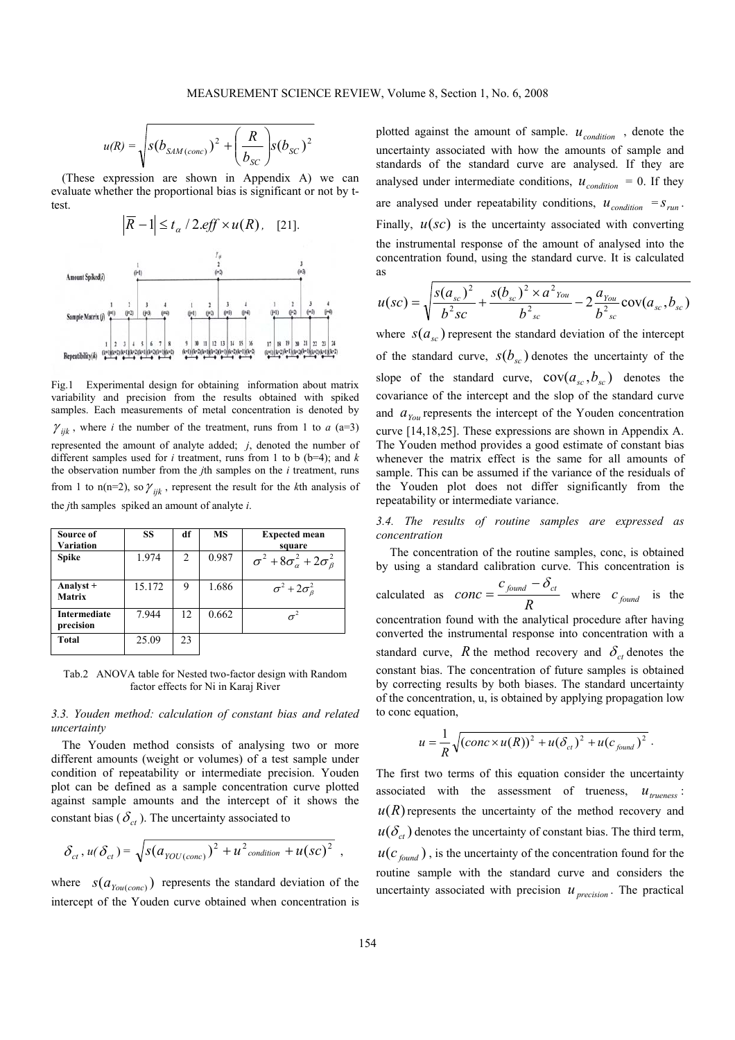$$u(R) = \sqrt{s(b_{SAM(conc)})^2 + \left(\frac{R}{b_{SC}}\right)s(b_{SC})^2}$$

(These expression are shown in Appendix A) we can evaluate whether the proportional bias is significant or not by t-test.

$$\left|\overline{R} - 1\right| \leq t_{\alpha} / 2.eff \times u(R), \quad [21].$$

Fig.1 Experimental design for obtaining information about matrix variability and precision from the results obtained with spiked samples. Each measurements of metal concentration is denoted by $\gamma_{ijk}$, where $i$ the number of the treatment, runs from 1 to $a$ (a=3) represented the amount of analyte added; $j$, denoted the number of different samples used for $i$ treatment, runs from 1 to b (b=4); and $k$ the observation number from the $j$th samples on the $i$ treatment, runs from 1 to n(n=2), so $\gamma_{ijk}$, represent the result for the $k$th analysis of the $j$th samples spiked an amount of analyte $i$.

| Source of Variation | SS | df | MS | Expected mean square |
|---|---|---|---|---|
| **Spike** | 1.974 | 2 | 0.987 | $\sigma^2 + 8\sigma_{\alpha}^2 + 2\sigma_{\beta}^2$ |
| **Analyst + Matrix** | 15.172 | 9 | 1.686 | $\sigma^2 + 2\sigma_{\beta}^2$ |
| **Intermediate precision** | 7.944 | 12 | 0.662 | $\sigma^2$ |
| **Total** | 25.09 | 23 | | |

Tab.2 ANOVA table for Nested two-factor design with Random factor effects for Ni in Karaj River

### 3.3. Youden method: calculation of constant bias and related uncertainty

The Youden method consists of analysing two or more different amounts (weight or volumes) of a test sample under condition of repeatability or intermediate precision. Youden plot can be defined as a sample concentration curve plotted against sample amounts and the intercept of it shows the constant bias ($\delta_{ct}$). The uncertainty associated to

$$\delta_{ct},\ u(\delta_{ct}) = \sqrt{s(a_{YOU(conc)})^2 + u^2_{condition} + u(sc)^2}\ ,$$

where $s(a_{You(conc)})$ represents the standard deviation of the intercept of the Youden curve obtained when concentration is plotted against the amount of sample. $u_{condition}$, denote the uncertainty associated with how the amounts of sample and standards of the standard curve are analysed. If they are analysed under intermediate conditions, $u_{condition} = 0$. If they are analysed under repeatability conditions, $u_{condition} = s_{run}$. Finally, $u(sc)$ is the uncertainty associated with converting the instrumental response of the amount of analysed into the concentration found, using the standard curve. It is calculated as

$$u(sc) = \sqrt{\frac{s(a_{sc})^2}{b^2{sc}} + \frac{s(b_{sc})^2 \times a^2{}_{You}}{b^2{}_{sc}} - 2\frac{a_{You}}{b^2{}_{sc}}\text{cov}(a_{sc}, b_{sc})}$$

where $s(a_{sc})$ represent the standard deviation of the intercept of the standard curve, $s(b_{sc})$ denotes the uncertainty of the slope of the standard curve, $\text{cov}(a_{sc}, b_{sc})$ denotes the covariance of the intercept and the slop of the standard curve and $a_{You}$ represents the intercept of the Youden concentration curve [14,18,25]. These expressions are shown in Appendix A. The Youden method provides a good estimate of constant bias whenever the matrix effect is the same for all amounts of sample. This can be assumed if the variance of the residuals of the Youden plot does not differ significantly from the repeatability or intermediate variance.

### 3.4. The results of routine samples are expressed as concentration

The concentration of the routine samples, conc, is obtained by using a standard calibration curve. This concentration is calculated as $conc = \dfrac{c_{found} - \delta_{ct}}{R}$ where $c_{found}$ is the concentration found with the analytical procedure after having converted the instrumental response into concentration with a standard curve, $R$ the method recovery and $\delta_{ct}$ denotes the constant bias. The concentration of future samples is obtained by correcting results by both biases. The standard uncertainty of the concentration, u, is obtained by applying propagation low to conc equation,

$$u = \frac{1}{R}\sqrt{(conc \times u(R))^2 + u(\delta_{ct})^2 + u(c_{found})^2}\ .$$

The first two terms of this equation consider the uncertainty associated with the assessment of trueness, $u_{trueness}$: $u(R)$ represents the uncertainty of the method recovery and $u(\delta_{ct})$ denotes the uncertainty of constant bias. The third term, $u(c_{found})$, is the uncertainty of the concentration found for the routine sample with the standard curve and considers the uncertainty associated with precision $u_{precision}$. The practical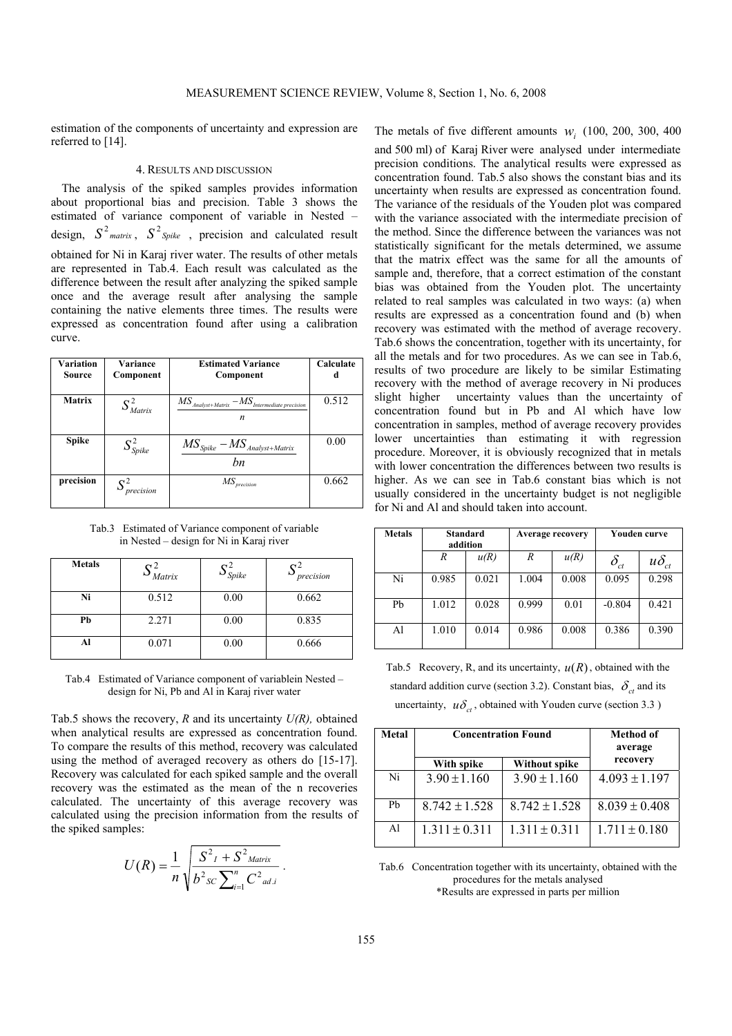estimation of the components of uncertainty and expression are referred to [14].

## 4. RESULTS AND DISCUSSION

The analysis of the spiked samples provides information about proportional bias and precision. Table 3 shows the estimated of variance component of variable in Nested – design, $S^2_{matrix}$, $S^2_{Spike}$, precision and calculated result obtained for Ni in Karaj river water. The results of other metals are represented in Tab.4. Each result was calculated as the difference between the result after analyzing the spiked sample once and the average result after analysing the sample containing the native elements three times. The results were expressed as concentration found after using a calibration curve.

| Variation Source | Variance Component | Estimated Variance Component | Calculated |
|---|---|---|---|
| Matrix | $S^2_{Matrix}$ | $\dfrac{MS_{Analyst+Matrix} - MS_{Intermediate\ precision}}{n}$ | 0.512 |
| Spike | $S^2_{Spike}$ | $\dfrac{MS_{Spike} - MS_{Analyst+Matrix}}{bn}$ | 0.00 |
| precision | $S^2_{precision}$ | $MS_{precision}$ | 0.662 |

Tab.3 Estimated of Variance component of variable in Nested – design for Ni in Karaj river

| Metals | $S^2_{Matrix}$ | $S^2_{Spike}$ | $S^2_{precision}$ |
|---|---|---|---|
| Ni | 0.512 | 0.00 | 0.662 |
| Pb | 2.271 | 0.00 | 0.835 |
| Al | 0.071 | 0.00 | 0.666 |

Tab.4 Estimated of Variance component of variablein Nested – design for Ni, Pb and Al in Karaj river water

Tab.5 shows the recovery, *R* and its uncertainty *U(R)*, obtained when analytical results are expressed as concentration found. To compare the results of this method, recovery was calculated using the method of averaged recovery as others do [15-17]. Recovery was calculated for each spiked sample and the overall recovery was the estimated as the mean of the n recoveries calculated. The uncertainty of this average recovery was calculated using the precision information from the results of the spiked samples:

$$U(R) = \frac{1}{n}\sqrt{\frac{S^2_I + S^2_{Matrix}}{b^2_{SC}\sum_{i=1}^{n} C^2_{ad.i}}}\ .$$

The metals of five different amounts $w_i$ (100, 200, 300, 400 and 500 ml) of Karaj River were analysed under intermediate precision conditions. The analytical results were expressed as concentration found. Tab.5 also shows the constant bias and its uncertainty when results are expressed as concentration found. The variance of the residuals of the Youden plot was compared with the variance associated with the intermediate precision of the method. Since the difference between the variances was not statistically significant for the metals determined, we assume that the matrix effect was the same for all the amounts of sample and, therefore, that a correct estimation of the constant bias was obtained from the Youden plot. The uncertainty related to real samples was calculated in two ways: (a) when results are expressed as a concentration found and (b) when recovery was estimated with the method of average recovery. Tab.6 shows the concentration, together with its uncertainty, for all the metals and for two procedures. As we can see in Tab.6, results of two procedure are likely to be similar Estimating recovery with the method of average recovery in Ni produces slight higher uncertainty values than the uncertainty of concentration found but in Pb and Al which have low concentration in samples, method of average recovery provides lower uncertainties than estimating it with regression procedure. Moreover, it is obviously recognized that in metals with lower concentration the differences between two results is higher. As we can see in Tab.6 constant bias which is not usually considered in the uncertainty budget is not negligible for Ni and Al and should taken into account.

| Metals | Standard addition | | Average recovery | | Youden curve | |
|---|---|---|---|---|---|---|
| | *R* | *u(R)* | *R* | *u(R)* | $\delta_{ct}$ | $u\delta_{ct}$ |
| Ni | 0.985 | 0.021 | 1.004 | 0.008 | 0.095 | 0.298 |
| Pb | 1.012 | 0.028 | 0.999 | 0.01 | -0.804 | 0.421 |
| Al | 1.010 | 0.014 | 0.986 | 0.008 | 0.386 | 0.390 |

Tab.5 Recovery, R, and its uncertainty, $u(R)$, obtained with the standard addition curve (section 3.2). Constant bias, $\delta_{ct}$ and its uncertainty, $u\delta_{ct}$, obtained with Youden curve (section 3.3 )

| Metal | Concentration Found | | Method of average recovery |
|---|---|---|---|
| | With spike | Without spike | |
| Ni | $3.90 \pm 1.160$ | $3.90 \pm 1.160$ | $4.093 \pm 1.197$ |
| Pb | $8.742 \pm 1.528$ | $8.742 \pm 1.528$ | $8.039 \pm 0.408$ |
| Al | $1.311 \pm 0.311$ | $1.311 \pm 0.311$ | $1.711 \pm 0.180$ |

Tab.6 Concentration together with its uncertainty, obtained with the procedures for the metals analysed
*Results are expressed in parts per million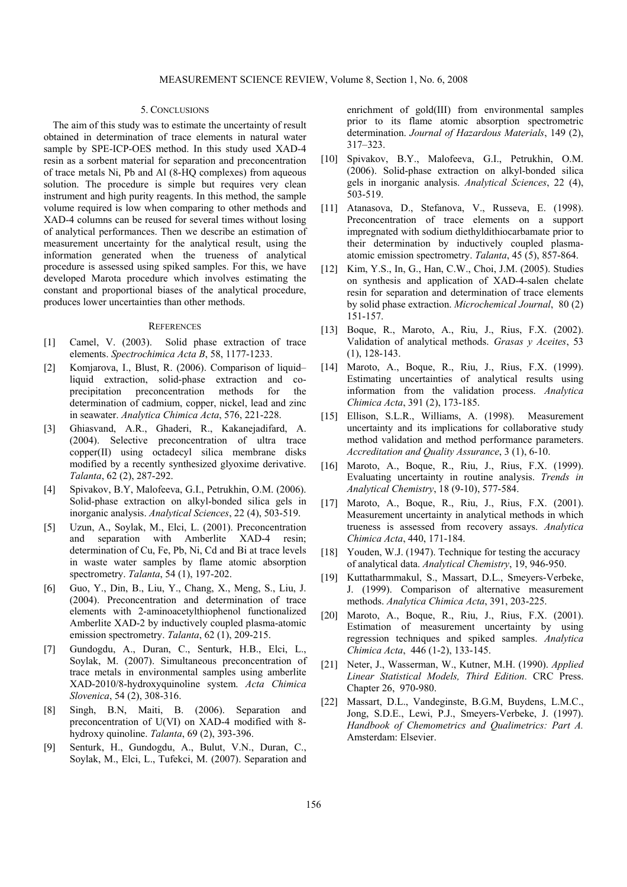## 5. CONCLUSIONS

The aim of this study was to estimate the uncertainty of result obtained in determination of trace elements in natural water sample by SPE-ICP-OES method. In this study used XAD-4 resin as a sorbent material for separation and preconcentration of trace metals Ni, Pb and Al (8-HQ complexes) from aqueous solution. The procedure is simple but requires very clean instrument and high purity reagents. In this method, the sample volume required is low when comparing to other methods and XAD-4 columns can be reused for several times without losing of analytical performances. Then we describe an estimation of measurement uncertainty for the analytical result, using the information generated when the trueness of analytical procedure is assessed using spiked samples. For this, we have developed Marota procedure which involves estimating the constant and proportional biases of the analytical procedure, produces lower uncertainties than other methods.

## REFERENCES

[1] Camel, V. (2003). Solid phase extraction of trace elements. *Spectrochimica Acta B*, 58, 1177-1233.

[2] Komjarova, I., Blust, R. (2006). Comparison of liquid–liquid extraction, solid-phase extraction and co-precipitation preconcentration methods for the determination of cadmium, copper, nickel, lead and zinc in seawater. *Analytica Chimica Acta*, 576, 221-228.

[3] Ghiasvand, A.R., Ghaderi, R., Kakanejadifard, A. (2004). Selective preconcentration of ultra trace copper(II) using octadecyl silica membrane disks modified by a recently synthesized glyoxime derivative. *Talanta*, 62 (2), 287-292.

[4] Spivakov, B.Y, Malofeeva, G.I., Petrukhin, O.M. (2006). Solid-phase extraction on alkyl-bonded silica gels in inorganic analysis. *Analytical Sciences*, 22 (4), 503-519.

[5] Uzun, A., Soylak, M., Elci, L. (2001). Preconcentration and separation with Amberlite XAD-4 resin; determination of Cu, Fe, Pb, Ni, Cd and Bi at trace levels in waste water samples by flame atomic absorption spectrometry. *Talanta*, 54 (1), 197-202.

[6] Guo, Y., Din, B., Liu, Y., Chang, X., Meng, S., Liu, J. (2004). Preconcentration and determination of trace elements with 2-aminoacetylthiophenol functionalized Amberlite XAD-2 by inductively coupled plasma-atomic emission spectrometry. *Talanta*, 62 (1), 209-215.

[7] Gundogdu, A., Duran, C., Senturk, H.B., Elci, L., Soylak, M. (2007). Simultaneous preconcentration of trace metals in environmental samples using amberlite XAD-2010/8-hydroxyquinoline system. *Acta Chimica Slovenica*, 54 (2), 308-316.

[8] Singh, B.N, Maiti, B. (2006). Separation and preconcentration of U(VI) on XAD-4 modified with 8-hydroxy quinoline. *Talanta*, 69 (2), 393-396.

[9] Senturk, H., Gundogdu, A., Bulut, V.N., Duran, C., Soylak, M., Elci, L., Tufekci, M. (2007). Separation and enrichment of gold(III) from environmental samples prior to its flame atomic absorption spectrometric determination. *Journal of Hazardous Materials*, 149 (2), 317–323.

[10] Spivakov, B.Y., Malofeeva, G.I., Petrukhin, O.M. (2006). Solid-phase extraction on alkyl-bonded silica gels in inorganic analysis. *Analytical Sciences*, 22 (4), 503-519.

[11] Atanasova, D., Stefanova, V., Russeva, E. (1998). Preconcentration of trace elements on a support impregnated with sodium diethyldithiocarbamate prior to their determination by inductively coupled plasma-atomic emission spectrometry. *Talanta*, 45 (5), 857-864.

[12] Kim, Y.S., In, G., Han, C.W., Choi, J.M. (2005). Studies on synthesis and application of XAD-4-salen chelate resin for separation and determination of trace elements by solid phase extraction. *Microchemical Journal*, 80 (2) 151-157.

[13] Boque, R., Maroto, A., Riu, J., Rius, F.X. (2002). Validation of analytical methods. *Grasas y Aceites*, 53 (1), 128-143.

[14] Maroto, A., Boque, R., Riu, J., Rius, F.X. (1999). Estimating uncertainties of analytical results using information from the validation process. *Analytica Chimica Acta*, 391 (2), 173-185.

[15] Ellison, S.L.R., Williams, A. (1998). Measurement uncertainty and its implications for collaborative study method validation and method performance parameters. *Accreditation and Quality Assurance*, 3 (1), 6-10.

[16] Maroto, A., Boque, R., Riu, J., Rius, F.X. (1999). Evaluating uncertainty in routine analysis. *Trends in Analytical Chemistry*, 18 (9-10), 577-584.

[17] Maroto, A., Boque, R., Riu, J., Rius, F.X. (2001). Measurement uncertainty in analytical methods in which trueness is assessed from recovery assays. *Analytica Chimica Acta*, 440, 171-184.

[18] Youden, W.J. (1947). Technique for testing the accuracy of analytical data. *Analytical Chemistry*, 19, 946-950.

[19] Kuttatharmmakul, S., Massart, D.L., Smeyers-Verbeke, J. (1999). Comparison of alternative measurement methods. *Analytica Chimica Acta*, 391, 203-225.

[20] Maroto, A., Boque, R., Riu, J., Rius, F.X. (2001). Estimation of measurement uncertainty by using regression techniques and spiked samples. *Analytica Chimica Acta*, 446 (1-2), 133-145.

[21] Neter, J., Wasserman, W., Kutner, M.H. (1990). *Applied Linear Statistical Models, Third Edition*. CRC Press. Chapter 26, 970-980.

[22] Massart, D.L., Vandeginste, B.G.M, Buydens, L.M.C., Jong, S.D.E., Lewi, P.J., Smeyers-Verbeke, J. (1997). *Handbook of Chemometrics and Qualimetrics: Part A.* Amsterdam: Elsevier.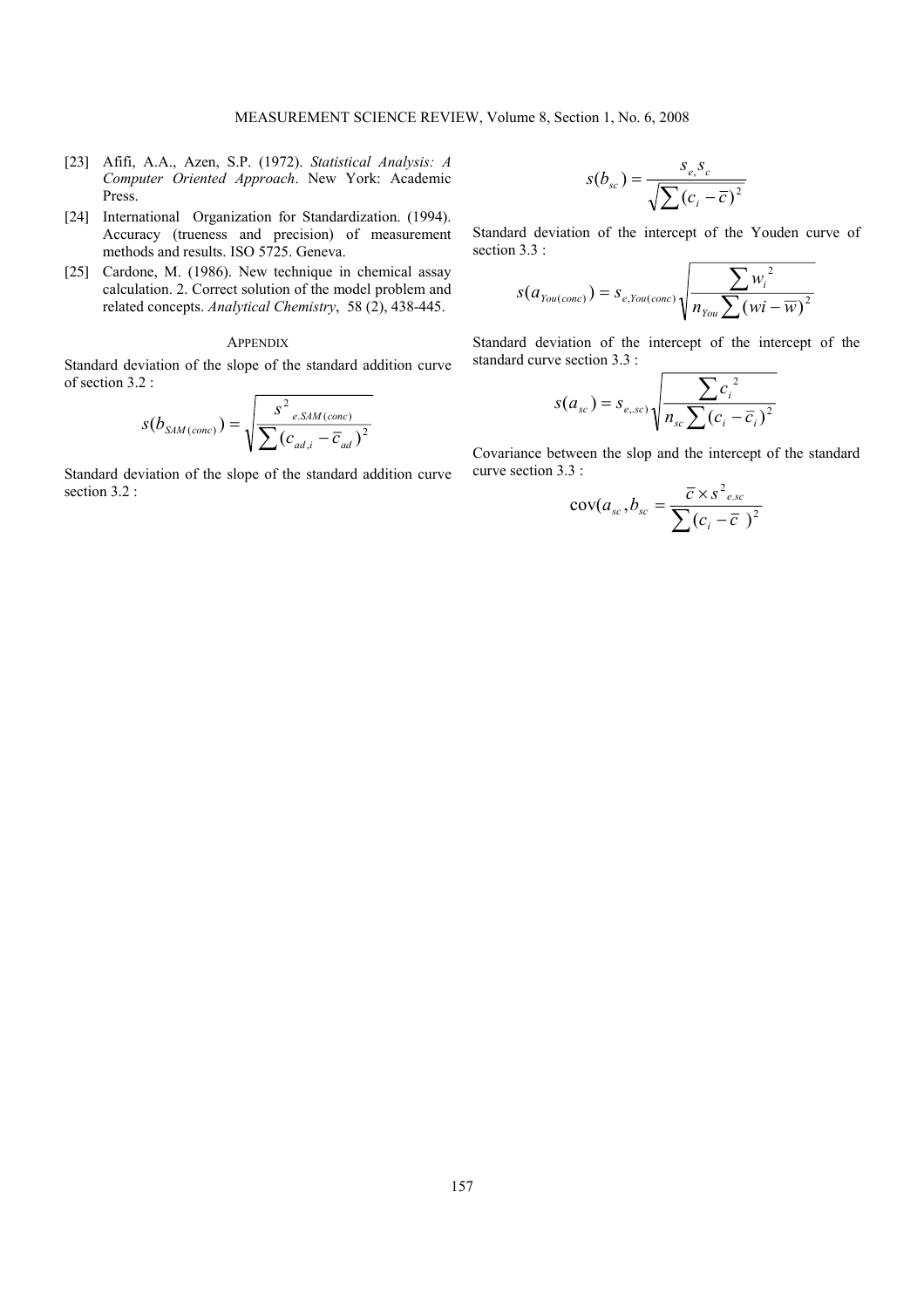[23] Afifi, A.A., Azen, S.P. (1972). *Statistical Analysis: A Computer Oriented Approach*. New York: Academic Press.

[24] International Organization for Standardization. (1994). Accuracy (trueness and precision) of measurement methods and results. ISO 5725. Geneva.

[25] Cardone, M. (1986). New technique in chemical assay calculation. 2. Correct solution of the model problem and related concepts. *Analytical Chemistry*, 58 (2), 438-445.

## APPENDIX

Standard deviation of the slope of the standard addition curve of section 3.2 :

$$s(b_{SAM(conc)}) = \sqrt{\frac{s^2_{e.SAM(conc)}}{\sum (c_{ad,i} - \overline{c}_{ad})^2}}$$

Standard deviation of the slope of the standard addition curve section 3.2 :

$$s(b_{sc}) = \frac{s_{e,} s_c}{\sqrt{\sum (c_i - \overline{c})^2}}$$

Standard deviation of the intercept of the Youden curve of section 3.3 :

$$s(a_{You(conc)}) = s_{e,You(conc)} \sqrt{\frac{\sum w_i^2}{n_{You} \sum (wi - \overline{w})^2}}$$

Standard deviation of the intercept of the intercept of the standard curve section 3.3 :

$$s(a_{sc}) = s_{e,.sc)} \sqrt{\frac{\sum c_i^2}{n_{sc} \sum (c_i - \overline{c}_i)^2}}$$

Covariance between the slop and the intercept of the standard curve section 3.3 :

$$\text{cov}(a_{sc}, b_{sc} = \frac{\overline{c} \times s^2_{e.sc}}{\sum (c_i - \overline{c}\ )^2}$$